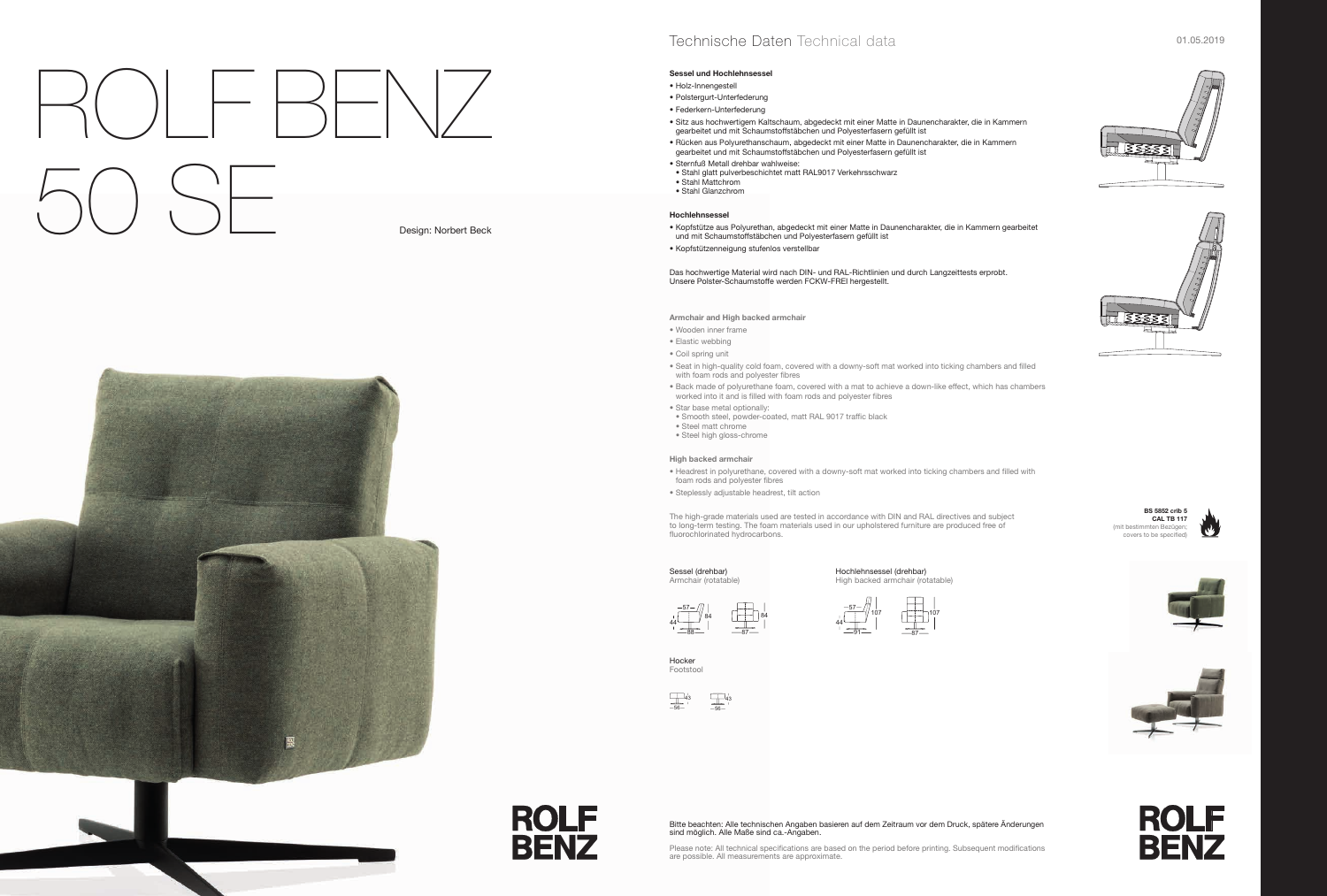# ROLF BENZ 50 SE

Design: Norbert Beck

## Technische Daten Technical data

01.05.2019

**Sessel und Hochlehnsessel**

- Holz-Innengestell
- Polstergurt-Unterfederung
- Federkern-Unterfederung
- Sitz aus hochwertigem Kaltschaum, abgedeckt mit einer Matte in Daunencharakter, die in Kammern gearbeitet und mit Schaumstoffstäbchen und Polyesterfasern gefüllt ist
- Rücken aus Polyurethanschaum, abgedeckt mit einer Matte in Daunencharakter, die in Kammern gearbeitet und mit Schaumstoffstäbchen und Polyesterfasern gefüllt ist
- Sternfuß Metall drehbar wahlweise:
  - Stahl glatt pulverbeschichtet matt RAL9017 Verkehrsschwarz
  - Stahl Mattchrom
  - Stahl Glanzchrom

**Hochlehnsessel**

- Kopfstütze aus Polyurethan, abgedeckt mit einer Matte in Daunencharakter, die in Kammern gearbeitet und mit Schaumstoffstäbchen und Polyesterfasern gefüllt ist
- Kopfstützenneigung stufenlos verstellbar

Das hochwertige Material wird nach DIN- und RAL-Richtlinien und durch Langzeittests erprobt. Unsere Polster-Schaumstoffe werden FCKW-FREI hergestellt.

**Armchair and High backed armchair**

- Wooden inner frame
- Elastic webbing
- Coil spring unit
- Seat in high-quality cold foam, covered with a downy-soft mat worked into ticking chambers and filled with foam rods and polyester fibres
- Back made of polyurethane foam, covered with a mat to achieve a down-like effect, which has chambers worked into it and is filled with foam rods and polyester fibres
- Star base metal optionally:
  - Smooth steel, powder-coated, matt RAL 9017 traffic black
  - Steel matt chrome
  - Steel high gloss-chrome

**High backed armchair**

- Headrest in polyurethane, covered with a downy-soft mat worked into ticking chambers and filled with foam rods and polyester fibres
- Steplessly adjustable headrest, tilt action

The high-grade materials used are tested in accordance with DIN and RAL directives and subject to long-term testing. The foam materials used in our upholstered furniture are produced free of fluorochlorinated hydrocarbons.

**BS 5852 crib 5**
**CAL TB 117**
(mit bestimmten Bezügen; covers to be specified)

Sessel (drehbar)
Armchair (rotatable)

57 – 84 – 44 – 88 – 87

Hochlehnsessel (drehbar)
High backed armchair (rotatable)

57 – 107 – 44 – 91 – 87

Hocker
Footstool

43 – 56

Bitte beachten: Alle technischen Angaben basieren auf dem Zeitraum vor dem Druck, spätere Änderungen sind möglich. Alle Maße sind ca.-Angaben.

Please note: All technical specifications are based on the period before printing. Subsequent modifications are possible. All measurements are approximate.

ROLF BENZ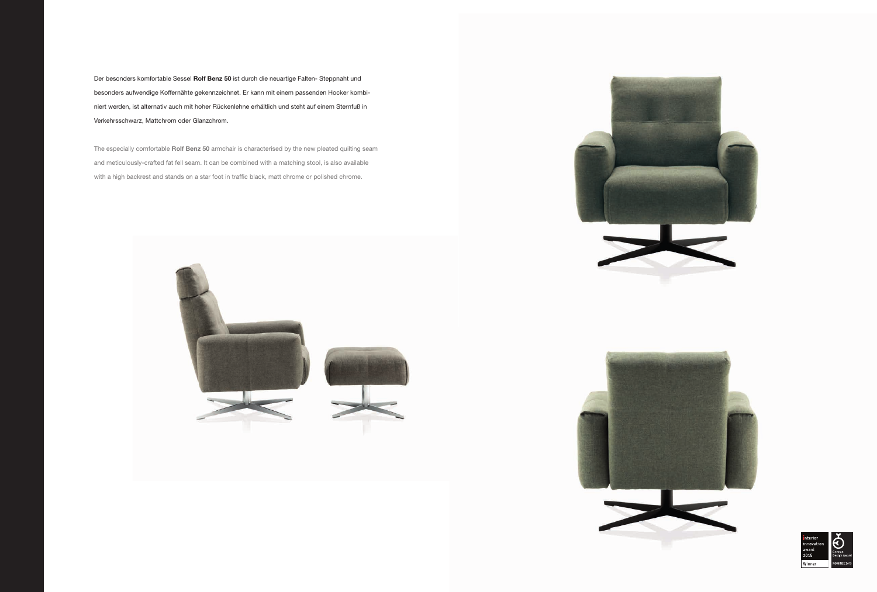Der besonders komfortable Sessel **Rolf Benz 50** ist durch die neuartige Falten- Steppnaht und besonders aufwendige Koffernähte gekennzeichnet. Er kann mit einem passenden Hocker kombiniert werden, ist alternativ auch mit hoher Rückenlehne erhältlich und steht auf einem Sternfuß in Verkehrsschwarz, Mattchrom oder Glanzchrom.

The especially comfortable **Rolf Benz 50** armchair is characterised by the new pleated quilting seam and meticulously-crafted fat fell seam. It can be combined with a matching stool, is also available with a high backrest and stands on a star foot in traffic black, matt chrome or polished chrome.

interior innovation award 2015 Winner

German Design Award NOMINEE 2015